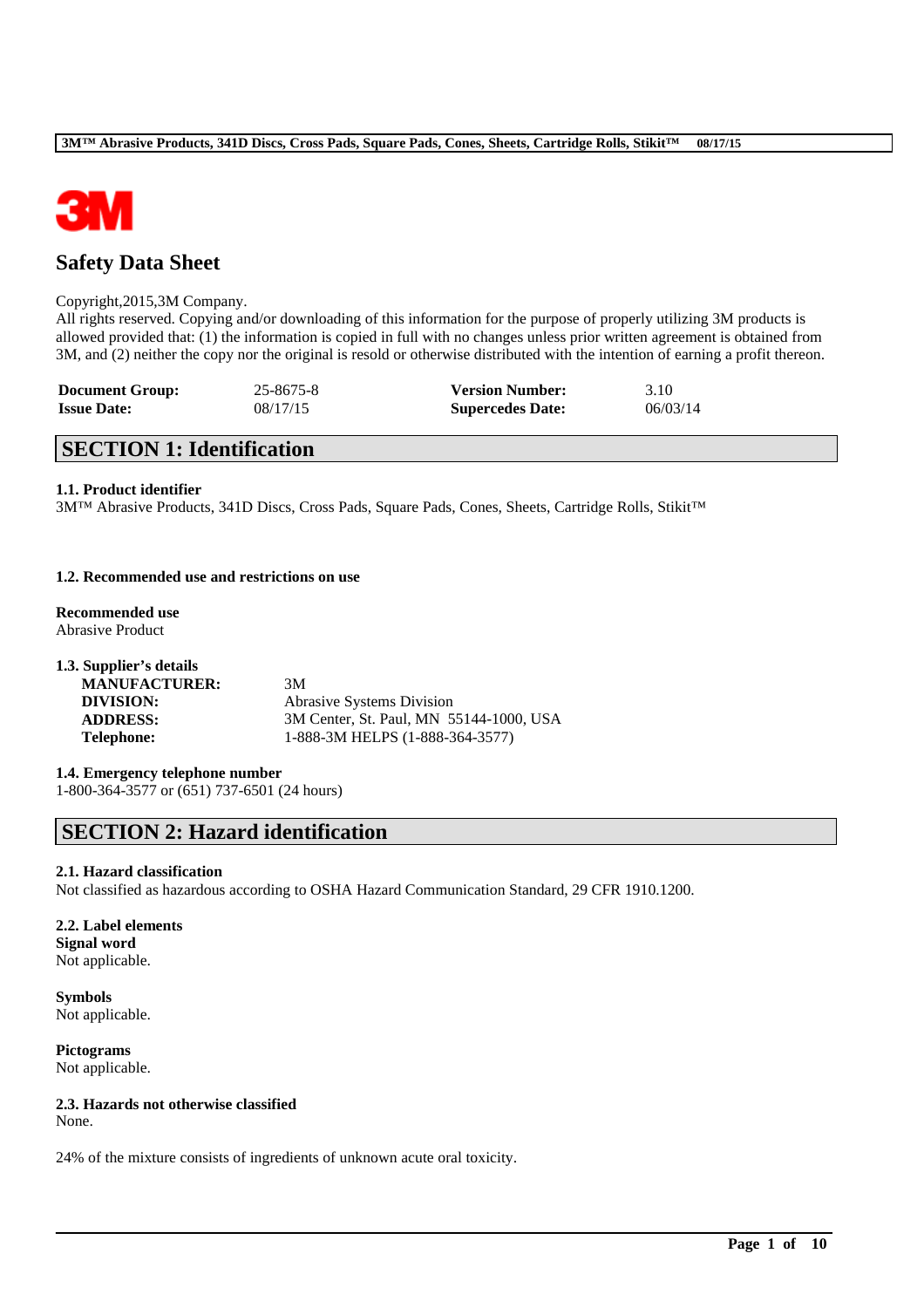# Safety Data Sheet

Copyright,2015,3M Company.
All rights reserved. Copying and/or downloading of this information for the purpose of properly utilizing 3M products is allowed provided that: (1) the information is copied in full with no changes unless prior written agreement is obtained from 3M, and (2) neither the copy nor the original is resold or otherwise distributed with the intention of earning a profit thereon.

| | | | |
|---|---|---|---|
| **Document Group:** | 25-8675-8 | **Version Number:** | 3.10 |
| **Issue Date:** | 08/17/15 | **Supercedes Date:** | 06/03/14 |

## SECTION 1: Identification

### 1.1. Product identifier

3M™ Abrasive Products, 341D Discs, Cross Pads, Square Pads, Cones, Sheets, Cartridge Rolls, Stikit™

### 1.2. Recommended use and restrictions on use

**Recommended use**
Abrasive Product

### 1.3. Supplier's details

| | |
|---|---|
| **MANUFACTURER:** | 3M |
| **DIVISION:** | Abrasive Systems Division |
| **ADDRESS:** | 3M Center, St. Paul, MN 55144-1000, USA |
| **Telephone:** | 1-888-3M HELPS (1-888-364-3577) |

### 1.4. Emergency telephone number

1-800-364-3577 or (651) 737-6501 (24 hours)

## SECTION 2: Hazard identification

### 2.1. Hazard classification

Not classified as hazardous according to OSHA Hazard Communication Standard, 29 CFR 1910.1200.

### 2.2. Label elements

**Signal word**
Not applicable.

**Symbols**
Not applicable.

**Pictograms**
Not applicable.

### 2.3. Hazards not otherwise classified

None.

24% of the mixture consists of ingredients of unknown acute oral toxicity.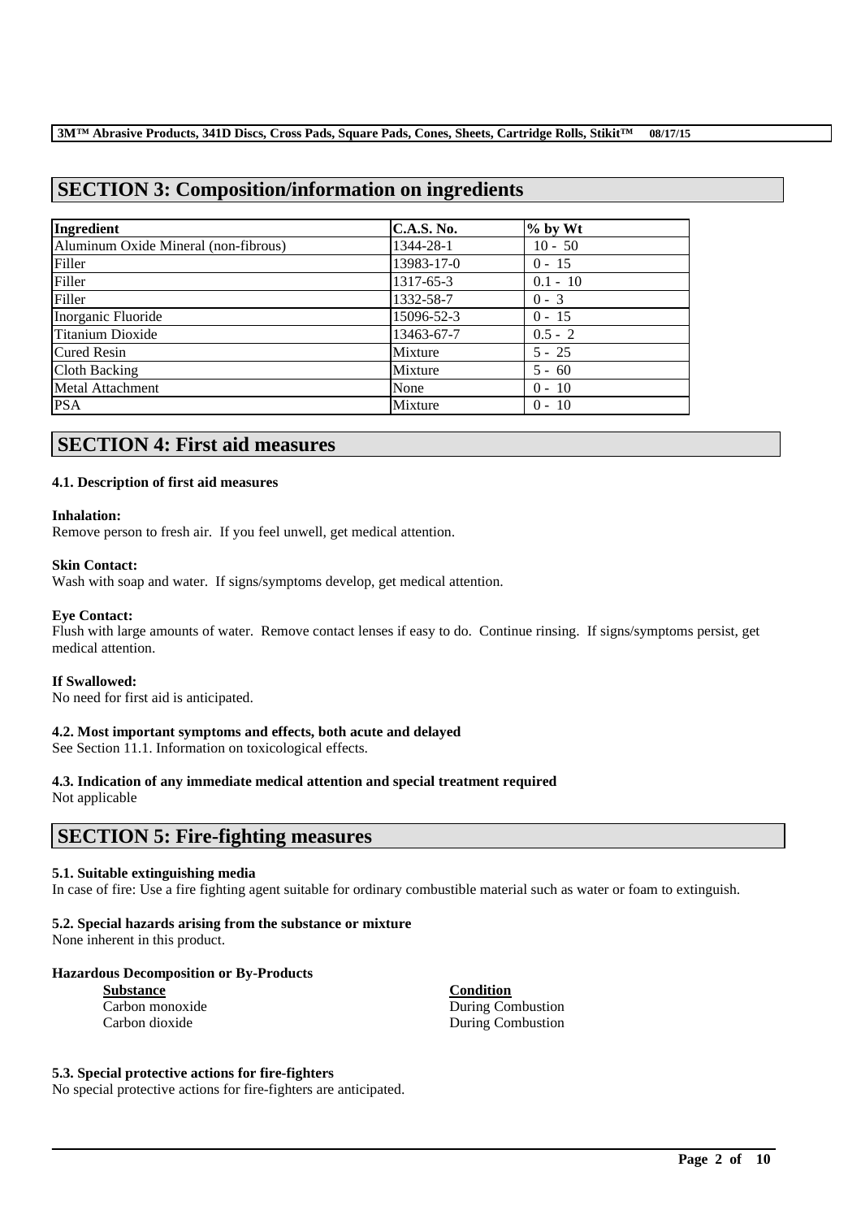## SECTION 3: Composition/information on ingredients

| Ingredient | C.A.S. No. | % by Wt |
|---|---|---|
| Aluminum Oxide Mineral (non-fibrous) | 1344-28-1 | 10 - 50 |
| Filler | 13983-17-0 | 0 - 15 |
| Filler | 1317-65-3 | 0.1 - 10 |
| Filler | 1332-58-7 | 0 - 3 |
| Inorganic Fluoride | 15096-52-3 | 0 - 15 |
| Titanium Dioxide | 13463-67-7 | 0.5 - 2 |
| Cured Resin | Mixture | 5 - 25 |
| Cloth Backing | Mixture | 5 - 60 |
| Metal Attachment | None | 0 - 10 |
| PSA | Mixture | 0 - 10 |

## SECTION 4: First aid measures

### 4.1. Description of first aid measures

**Inhalation:**
Remove person to fresh air. If you feel unwell, get medical attention.

**Skin Contact:**
Wash with soap and water. If signs/symptoms develop, get medical attention.

**Eye Contact:**
Flush with large amounts of water. Remove contact lenses if easy to do. Continue rinsing. If signs/symptoms persist, get medical attention.

**If Swallowed:**
No need for first aid is anticipated.

### 4.2. Most important symptoms and effects, both acute and delayed

See Section 11.1. Information on toxicological effects.

### 4.3. Indication of any immediate medical attention and special treatment required

Not applicable

## SECTION 5: Fire-fighting measures

### 5.1. Suitable extinguishing media

In case of fire: Use a fire fighting agent suitable for ordinary combustible material such as water or foam to extinguish.

### 5.2. Special hazards arising from the substance or mixture

None inherent in this product.

**Hazardous Decomposition or By-Products**

| Substance | Condition |
|---|---|
| Carbon monoxide | During Combustion |
| Carbon dioxide | During Combustion |

### 5.3. Special protective actions for fire-fighters

No special protective actions for fire-fighters are anticipated.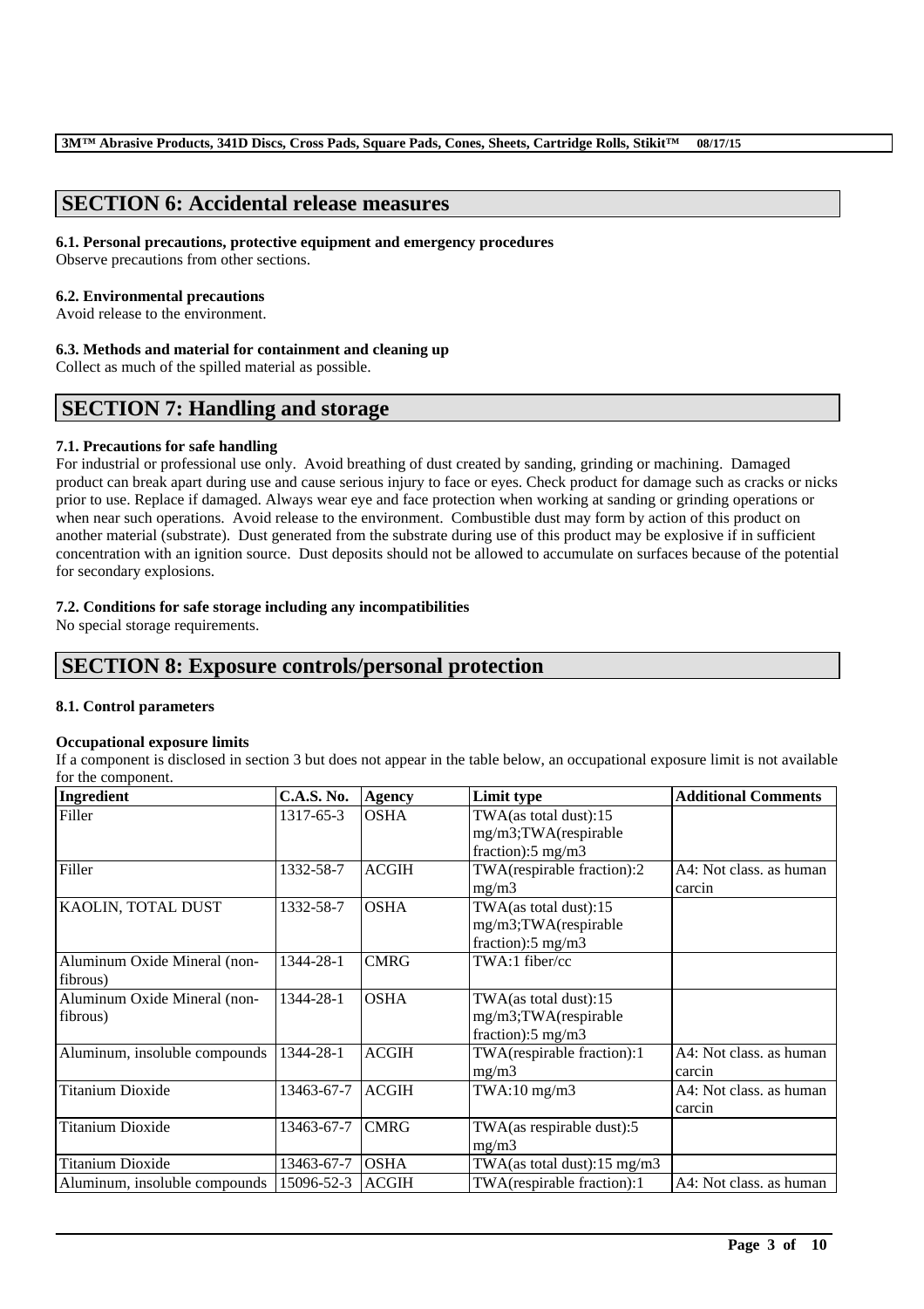## SECTION 6: Accidental release measures

### 6.1. Personal precautions, protective equipment and emergency procedures

Observe precautions from other sections.

### 6.2. Environmental precautions

Avoid release to the environment.

### 6.3. Methods and material for containment and cleaning up

Collect as much of the spilled material as possible.

## SECTION 7: Handling and storage

### 7.1. Precautions for safe handling

For industrial or professional use only. Avoid breathing of dust created by sanding, grinding or machining. Damaged product can break apart during use and cause serious injury to face or eyes. Check product for damage such as cracks or nicks prior to use. Replace if damaged. Always wear eye and face protection when working at sanding or grinding operations or when near such operations. Avoid release to the environment. Combustible dust may form by action of this product on another material (substrate). Dust generated from the substrate during use of this product may be explosive if in sufficient concentration with an ignition source. Dust deposits should not be allowed to accumulate on surfaces because of the potential for secondary explosions.

### 7.2. Conditions for safe storage including any incompatibilities

No special storage requirements.

## SECTION 8: Exposure controls/personal protection

### 8.1. Control parameters

**Occupational exposure limits**

If a component is disclosed in section 3 but does not appear in the table below, an occupational exposure limit is not available for the component.

| Ingredient | C.A.S. No. | Agency | Limit type | Additional Comments |
|---|---|---|---|---|
| Filler | 1317-65-3 | OSHA | TWA(as total dust):15 mg/m3;TWA(respirable fraction):5 mg/m3 | |
| Filler | 1332-58-7 | ACGIH | TWA(respirable fraction):2 mg/m3 | A4: Not class. as human carcin |
| KAOLIN, TOTAL DUST | 1332-58-7 | OSHA | TWA(as total dust):15 mg/m3;TWA(respirable fraction):5 mg/m3 | |
| Aluminum Oxide Mineral (non-fibrous) | 1344-28-1 | CMRG | TWA:1 fiber/cc | |
| Aluminum Oxide Mineral (non-fibrous) | 1344-28-1 | OSHA | TWA(as total dust):15 mg/m3;TWA(respirable fraction):5 mg/m3 | |
| Aluminum, insoluble compounds | 1344-28-1 | ACGIH | TWA(respirable fraction):1 mg/m3 | A4: Not class. as human carcin |
| Titanium Dioxide | 13463-67-7 | ACGIH | TWA:10 mg/m3 | A4: Not class. as human carcin |
| Titanium Dioxide | 13463-67-7 | CMRG | TWA(as respirable dust):5 mg/m3 | |
| Titanium Dioxide | 13463-67-7 | OSHA | TWA(as total dust):15 mg/m3 | |
| Aluminum, insoluble compounds | 15096-52-3 | ACGIH | TWA(respirable fraction):1 | A4: Not class. as human |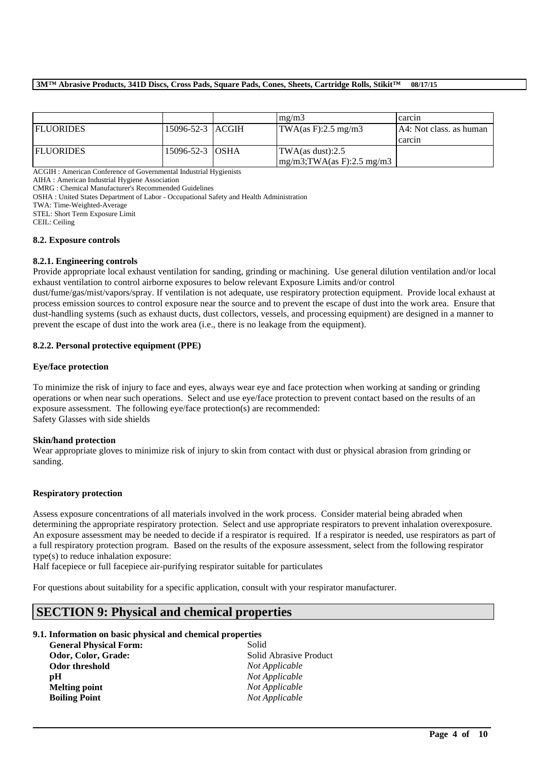| | | | mg/m3 | carcin |
|---|---|---|---|---|
| FLUORIDES | 15096-52-3 | ACGIH | TWA(as F):2.5 mg/m3 | A4: Not class. as human carcin |
| FLUORIDES | 15096-52-3 | OSHA | TWA(as dust):2.5 mg/m3;TWA(as F):2.5 mg/m3 | |

ACGIH : American Conference of Governmental Industrial Hygienists
AIHA : American Industrial Hygiene Association
CMRG : Chemical Manufacturer's Recommended Guidelines
OSHA : United States Department of Labor - Occupational Safety and Health Administration
TWA: Time-Weighted-Average
STEL: Short Term Exposure Limit
CEIL: Ceiling

**8.2. Exposure controls**

**8.2.1. Engineering controls**

Provide appropriate local exhaust ventilation for sanding, grinding or machining. Use general dilution ventilation and/or local exhaust ventilation to control airborne exposures to below relevant Exposure Limits and/or control dust/fume/gas/mist/vapors/spray. If ventilation is not adequate, use respiratory protection equipment. Provide local exhaust at process emission sources to control exposure near the source and to prevent the escape of dust into the work area. Ensure that dust-handling systems (such as exhaust ducts, dust collectors, vessels, and processing equipment) are designed in a manner to prevent the escape of dust into the work area (i.e., there is no leakage from the equipment).

**8.2.2. Personal protective equipment (PPE)**

**Eye/face protection**

To minimize the risk of injury to face and eyes, always wear eye and face protection when working at sanding or grinding operations or when near such operations. Select and use eye/face protection to prevent contact based on the results of an exposure assessment. The following eye/face protection(s) are recommended:
Safety Glasses with side shields

**Skin/hand protection**

Wear appropriate gloves to minimize risk of injury to skin from contact with dust or physical abrasion from grinding or sanding.

**Respiratory protection**

Assess exposure concentrations of all materials involved in the work process. Consider material being abraded when determining the appropriate respiratory protection. Select and use appropriate respirators to prevent inhalation overexposure. An exposure assessment may be needed to decide if a respirator is required. If a respirator is needed, use respirators as part of a full respiratory protection program. Based on the results of the exposure assessment, select from the following respirator type(s) to reduce inhalation exposure:
Half facepiece or full facepiece air-purifying respirator suitable for particulates

For questions about suitability for a specific application, consult with your respirator manufacturer.

## SECTION 9: Physical and chemical properties

**9.1. Information on basic physical and chemical properties**

| | |
|---|---|
| **General Physical Form:** | Solid |
| **Odor, Color, Grade:** | Solid Abrasive Product |
| **Odor threshold** | *Not Applicable* |
| **pH** | *Not Applicable* |
| **Melting point** | *Not Applicable* |
| **Boiling Point** | *Not Applicable* |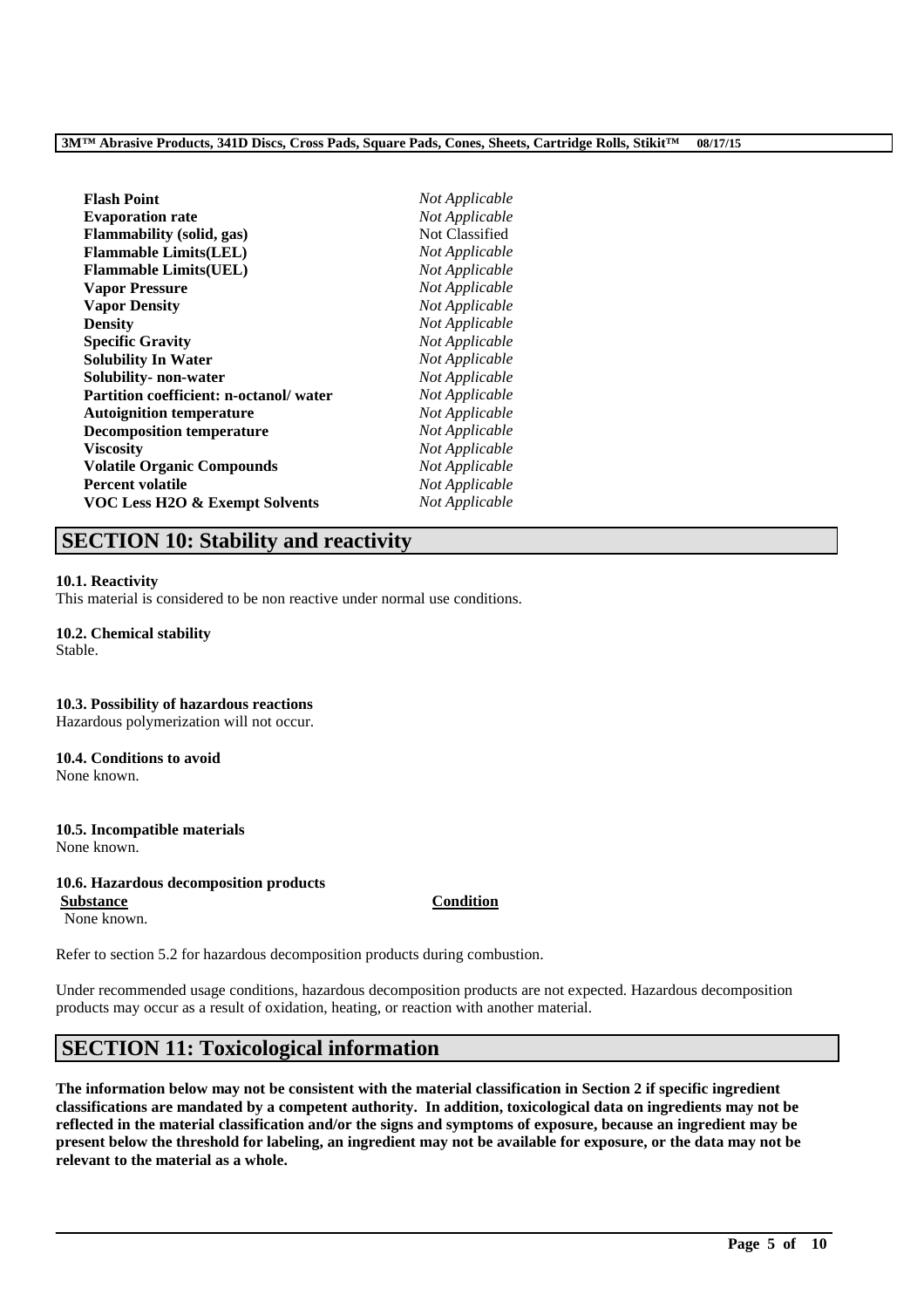| | |
|---|---|
| **Flash Point** | *Not Applicable* |
| **Evaporation rate** | *Not Applicable* |
| **Flammability (solid, gas)** | Not Classified |
| **Flammable Limits(LEL)** | *Not Applicable* |
| **Flammable Limits(UEL)** | *Not Applicable* |
| **Vapor Pressure** | *Not Applicable* |
| **Vapor Density** | *Not Applicable* |
| **Density** | *Not Applicable* |
| **Specific Gravity** | *Not Applicable* |
| **Solubility In Water** | *Not Applicable* |
| **Solubility- non-water** | *Not Applicable* |
| **Partition coefficient: n-octanol/ water** | *Not Applicable* |
| **Autoignition temperature** | *Not Applicable* |
| **Decomposition temperature** | *Not Applicable* |
| **Viscosity** | *Not Applicable* |
| **Volatile Organic Compounds** | *Not Applicable* |
| **Percent volatile** | *Not Applicable* |
| **VOC Less H2O & Exempt Solvents** | *Not Applicable* |

## SECTION 10: Stability and reactivity

**10.1. Reactivity**
This material is considered to be non reactive under normal use conditions.

**10.2. Chemical stability**
Stable.

**10.3. Possibility of hazardous reactions**
Hazardous polymerization will not occur.

**10.4. Conditions to avoid**
None known.

**10.5. Incompatible materials**
None known.

**10.6. Hazardous decomposition products**

| Substance | Condition |
|---|---|
| None known. | |

Refer to section 5.2 for hazardous decomposition products during combustion.

Under recommended usage conditions, hazardous decomposition products are not expected. Hazardous decomposition products may occur as a result of oxidation, heating, or reaction with another material.

## SECTION 11: Toxicological information

**The information below may not be consistent with the material classification in Section 2 if specific ingredient classifications are mandated by a competent authority. In addition, toxicological data on ingredients may not be reflected in the material classification and/or the signs and symptoms of exposure, because an ingredient may be present below the threshold for labeling, an ingredient may not be available for exposure, or the data may not be relevant to the material as a whole.**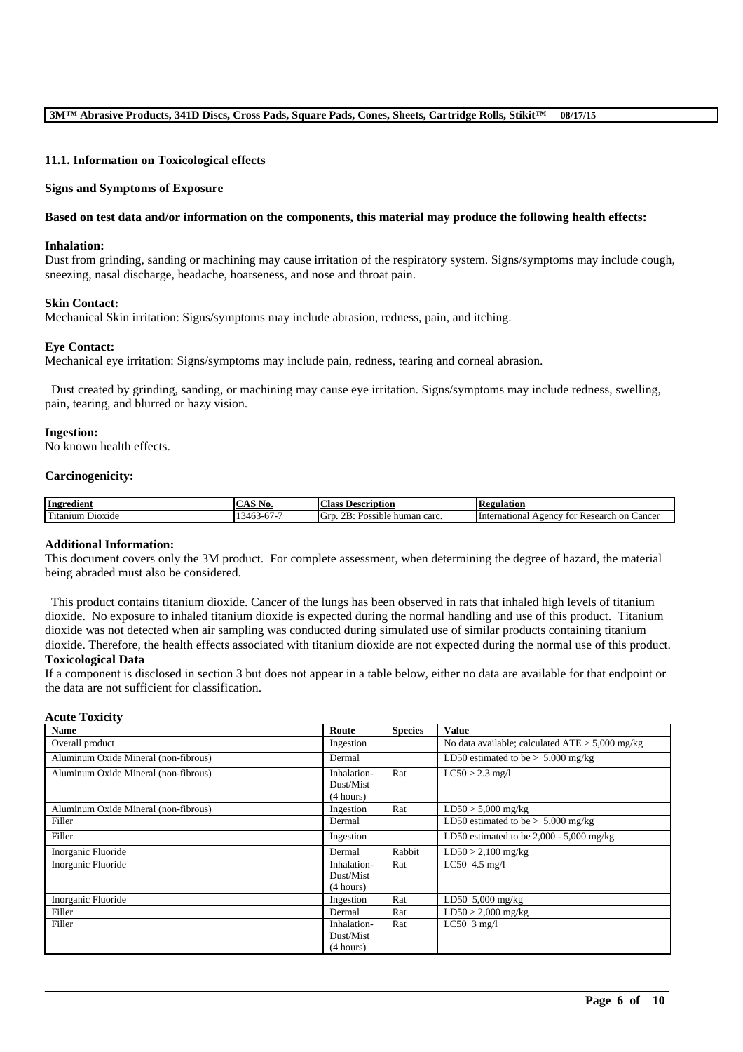### 11.1. Information on Toxicological effects

**Signs and Symptoms of Exposure**

**Based on test data and/or information on the components, this material may produce the following health effects:**

**Inhalation:**
Dust from grinding, sanding or machining may cause irritation of the respiratory system. Signs/symptoms may include cough, sneezing, nasal discharge, headache, hoarseness, and nose and throat pain.

**Skin Contact:**
Mechanical Skin irritation: Signs/symptoms may include abrasion, redness, pain, and itching.

**Eye Contact:**
Mechanical eye irritation: Signs/symptoms may include pain, redness, tearing and corneal abrasion.

Dust created by grinding, sanding, or machining may cause eye irritation. Signs/symptoms may include redness, swelling, pain, tearing, and blurred or hazy vision.

**Ingestion:**
No known health effects.

**Carcinogenicity:**

| Ingredient | CAS No. | Class Description | Regulation |
| --- | --- | --- | --- |
| Titanium Dioxide | 13463-67-7 | Grp. 2B: Possible human carc. | International Agency for Research on Cancer |

**Additional Information:**
This document covers only the 3M product. For complete assessment, when determining the degree of hazard, the material being abraded must also be considered.

This product contains titanium dioxide. Cancer of the lungs has been observed in rats that inhaled high levels of titanium dioxide. No exposure to inhaled titanium dioxide is expected during the normal handling and use of this product. Titanium dioxide was not detected when air sampling was conducted during simulated use of similar products containing titanium dioxide. Therefore, the health effects associated with titanium dioxide are not expected during the normal use of this product.

**Toxicological Data**
If a component is disclosed in section 3 but does not appear in a table below, either no data are available for that endpoint or the data are not sufficient for classification.

**Acute Toxicity**

| Name | Route | Species | Value |
| --- | --- | --- | --- |
| Overall product | Ingestion | | No data available; calculated ATE > 5,000 mg/kg |
| Aluminum Oxide Mineral (non-fibrous) | Dermal | | LD50 estimated to be > 5,000 mg/kg |
| Aluminum Oxide Mineral (non-fibrous) | Inhalation-Dust/Mist (4 hours) | Rat | LC50 > 2.3 mg/l |
| Aluminum Oxide Mineral (non-fibrous) | Ingestion | Rat | LD50 > 5,000 mg/kg |
| Filler | Dermal | | LD50 estimated to be > 5,000 mg/kg |
| Filler | Ingestion | | LD50 estimated to be 2,000 - 5,000 mg/kg |
| Inorganic Fluoride | Dermal | Rabbit | LD50 > 2,100 mg/kg |
| Inorganic Fluoride | Inhalation-Dust/Mist (4 hours) | Rat | LC50 4.5 mg/l |
| Inorganic Fluoride | Ingestion | Rat | LD50 5,000 mg/kg |
| Filler | Dermal | Rat | LD50 > 2,000 mg/kg |
| Filler | Inhalation-Dust/Mist (4 hours) | Rat | LC50 3 mg/l |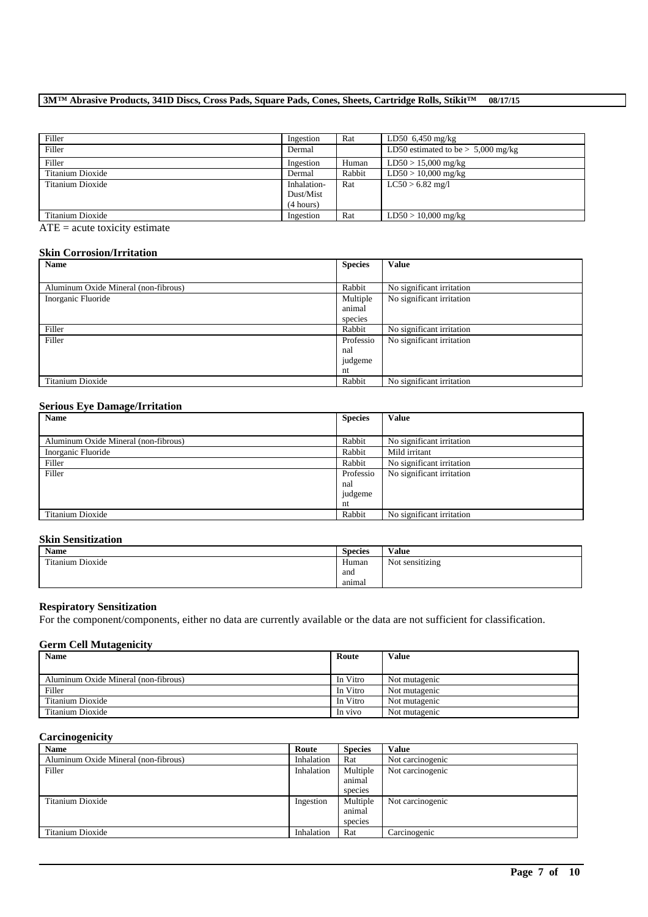| | | | |
|---|---|---|---|
| Filler | Ingestion | Rat | LD50 6,450 mg/kg |
| Filler | Dermal | | LD50 estimated to be > 5,000 mg/kg |
| Filler | Ingestion | Human | LD50 > 15,000 mg/kg |
| Titanium Dioxide | Dermal | Rabbit | LD50 > 10,000 mg/kg |
| Titanium Dioxide | Inhalation-Dust/Mist (4 hours) | Rat | LC50 > 6.82 mg/l |
| Titanium Dioxide | Ingestion | Rat | LD50 > 10,000 mg/kg |

ATE = acute toxicity estimate

### Skin Corrosion/Irritation

| Name | Species | Value |
|---|---|---|
| Aluminum Oxide Mineral (non-fibrous) | Rabbit | No significant irritation |
| Inorganic Fluoride | Multiple animal species | No significant irritation |
| Filler | Rabbit | No significant irritation |
| Filler | Professional judgement | No significant irritation |
| Titanium Dioxide | Rabbit | No significant irritation |

### Serious Eye Damage/Irritation

| Name | Species | Value |
|---|---|---|
| Aluminum Oxide Mineral (non-fibrous) | Rabbit | No significant irritation |
| Inorganic Fluoride | Rabbit | Mild irritant |
| Filler | Rabbit | No significant irritation |
| Filler | Professional judgement | No significant irritation |
| Titanium Dioxide | Rabbit | No significant irritation |

### Skin Sensitization

| Name | Species | Value |
|---|---|---|
| Titanium Dioxide | Human and animal | Not sensitizing |

### Respiratory Sensitization

For the component/components, either no data are currently available or the data are not sufficient for classification.

### Germ Cell Mutagenicity

| Name | Route | Value |
|---|---|---|
| Aluminum Oxide Mineral (non-fibrous) | In Vitro | Not mutagenic |
| Filler | In Vitro | Not mutagenic |
| Titanium Dioxide | In Vitro | Not mutagenic |
| Titanium Dioxide | In vivo | Not mutagenic |

### Carcinogenicity

| Name | Route | Species | Value |
|---|---|---|---|
| Aluminum Oxide Mineral (non-fibrous) | Inhalation | Rat | Not carcinogenic |
| Filler | Inhalation | Multiple animal species | Not carcinogenic |
| Titanium Dioxide | Ingestion | Multiple animal species | Not carcinogenic |
| Titanium Dioxide | Inhalation | Rat | Carcinogenic |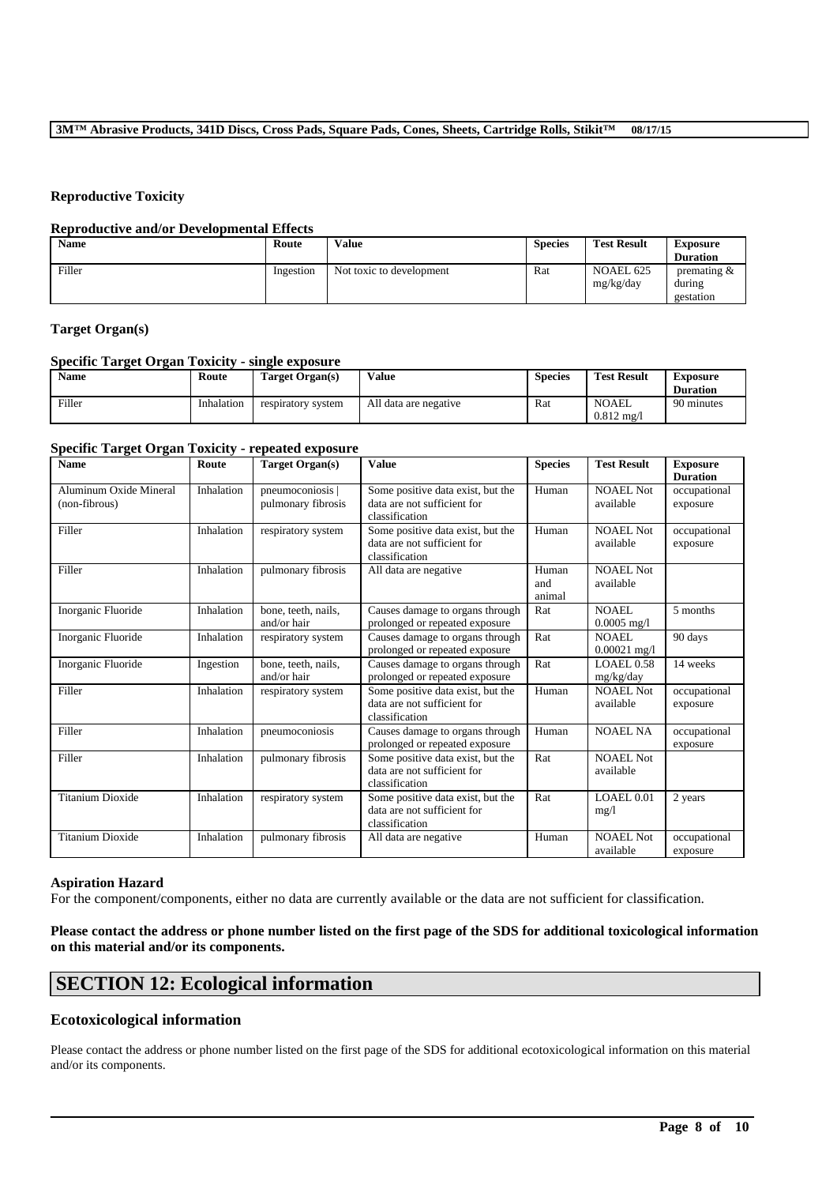### Reproductive Toxicity

#### Reproductive and/or Developmental Effects

| Name | Route | Value | Species | Test Result | Exposure Duration |
|---|---|---|---|---|---|
| Filler | Ingestion | Not toxic to development | Rat | NOAEL 625 mg/kg/day | premating & during gestation |

### Target Organ(s)

#### Specific Target Organ Toxicity - single exposure

| Name | Route | Target Organ(s) | Value | Species | Test Result | Exposure Duration |
|---|---|---|---|---|---|---|
| Filler | Inhalation | respiratory system | All data are negative | Rat | NOAEL 0.812 mg/l | 90 minutes |

#### Specific Target Organ Toxicity - repeated exposure

| Name | Route | Target Organ(s) | Value | Species | Test Result | Exposure Duration |
|---|---|---|---|---|---|---|
| Aluminum Oxide Mineral (non-fibrous) | Inhalation | pneumoconiosis \| pulmonary fibrosis | Some positive data exist, but the data are not sufficient for classification | Human | NOAEL Not available | occupational exposure |
| Filler | Inhalation | respiratory system | Some positive data exist, but the data are not sufficient for classification | Human | NOAEL Not available | occupational exposure |
| Filler | Inhalation | pulmonary fibrosis | All data are negative | Human and animal | NOAEL Not available | |
| Inorganic Fluoride | Inhalation | bone, teeth, nails, and/or hair | Causes damage to organs through prolonged or repeated exposure | Rat | NOAEL 0.0005 mg/l | 5 months |
| Inorganic Fluoride | Inhalation | respiratory system | Causes damage to organs through prolonged or repeated exposure | Rat | NOAEL 0.00021 mg/l | 90 days |
| Inorganic Fluoride | Ingestion | bone, teeth, nails, and/or hair | Causes damage to organs through prolonged or repeated exposure | Rat | LOAEL 0.58 mg/kg/day | 14 weeks |
| Filler | Inhalation | respiratory system | Some positive data exist, but the data are not sufficient for classification | Human | NOAEL Not available | occupational exposure |
| Filler | Inhalation | pneumoconiosis | Causes damage to organs through prolonged or repeated exposure | Human | NOAEL NA | occupational exposure |
| Filler | Inhalation | pulmonary fibrosis | Some positive data exist, but the data are not sufficient for classification | Rat | NOAEL Not available | |
| Titanium Dioxide | Inhalation | respiratory system | Some positive data exist, but the data are not sufficient for classification | Rat | LOAEL 0.01 mg/l | 2 years |
| Titanium Dioxide | Inhalation | pulmonary fibrosis | All data are negative | Human | NOAEL Not available | occupational exposure |

### Aspiration Hazard

For the component/components, either no data are currently available or the data are not sufficient for classification.

**Please contact the address or phone number listed on the first page of the SDS for additional toxicological information on this material and/or its components.**

## SECTION 12: Ecological information

### Ecotoxicological information

Please contact the address or phone number listed on the first page of the SDS for additional ecotoxicological information on this material and/or its components.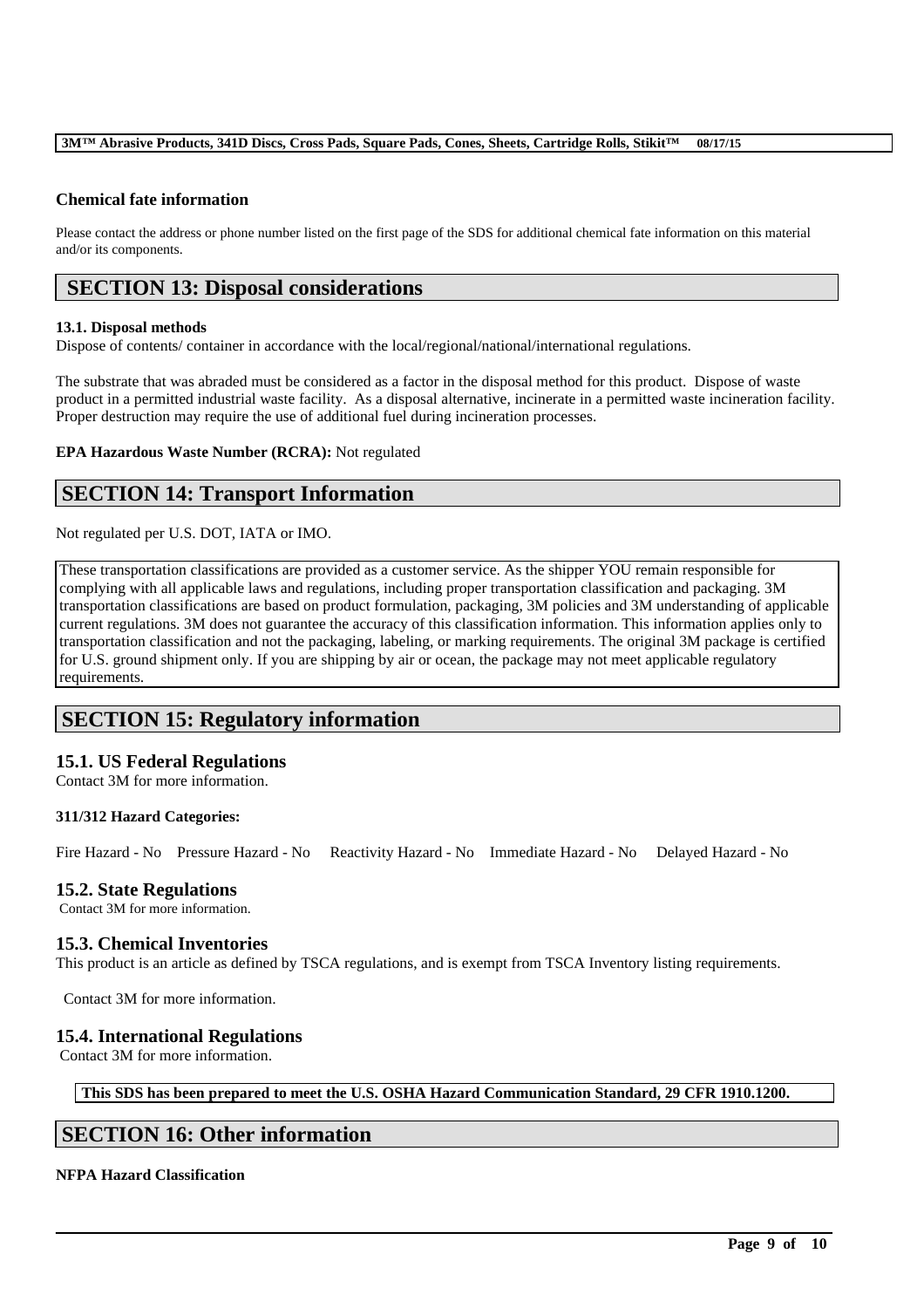### Chemical fate information

Please contact the address or phone number listed on the first page of the SDS for additional chemical fate information on this material and/or its components.

## SECTION 13: Disposal considerations

**13.1. Disposal methods**

Dispose of contents/ container in accordance with the local/regional/national/international regulations.

The substrate that was abraded must be considered as a factor in the disposal method for this product. Dispose of waste product in a permitted industrial waste facility. As a disposal alternative, incinerate in a permitted waste incineration facility. Proper destruction may require the use of additional fuel during incineration processes.

**EPA Hazardous Waste Number (RCRA):** Not regulated

## SECTION 14: Transport Information

Not regulated per U.S. DOT, IATA or IMO.

These transportation classifications are provided as a customer service. As the shipper YOU remain responsible for complying with all applicable laws and regulations, including proper transportation classification and packaging. 3M transportation classifications are based on product formulation, packaging, 3M policies and 3M understanding of applicable current regulations. 3M does not guarantee the accuracy of this classification information. This information applies only to transportation classification and not the packaging, labeling, or marking requirements. The original 3M package is certified for U.S. ground shipment only. If you are shipping by air or ocean, the package may not meet applicable regulatory requirements.

## SECTION 15: Regulatory information

### 15.1. US Federal Regulations

Contact 3M for more information.

**311/312 Hazard Categories:**

Fire Hazard - No Pressure Hazard - No Reactivity Hazard - No Immediate Hazard - No Delayed Hazard - No

### 15.2. State Regulations

Contact 3M for more information.

### 15.3. Chemical Inventories

This product is an article as defined by TSCA regulations, and is exempt from TSCA Inventory listing requirements.

Contact 3M for more information.

### 15.4. International Regulations

Contact 3M for more information.

**This SDS has been prepared to meet the U.S. OSHA Hazard Communication Standard, 29 CFR 1910.1200.**

## SECTION 16: Other information

**NFPA Hazard Classification**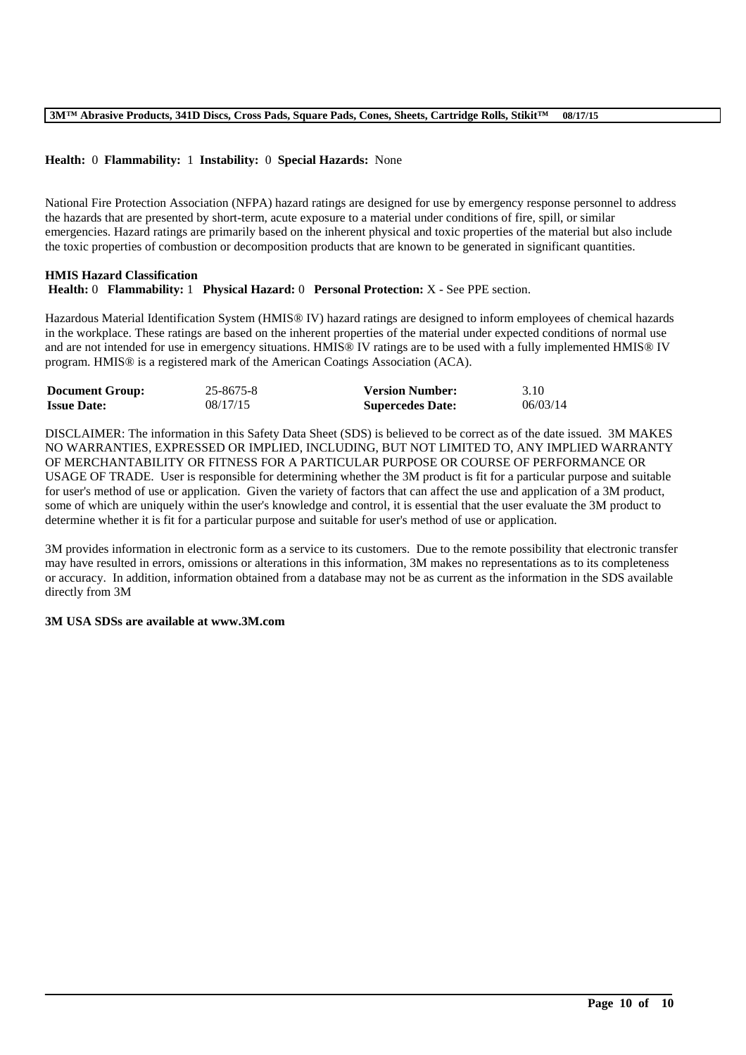**Health:** 0 **Flammability:** 1 **Instability:** 0 **Special Hazards:** None

National Fire Protection Association (NFPA) hazard ratings are designed for use by emergency response personnel to address the hazards that are presented by short-term, acute exposure to a material under conditions of fire, spill, or similar emergencies. Hazard ratings are primarily based on the inherent physical and toxic properties of the material but also include the toxic properties of combustion or decomposition products that are known to be generated in significant quantities.

**HMIS Hazard Classification**
**Health:** 0 **Flammability:** 1 **Physical Hazard:** 0 **Personal Protection:** X - See PPE section.

Hazardous Material Identification System (HMIS® IV) hazard ratings are designed to inform employees of chemical hazards in the workplace. These ratings are based on the inherent properties of the material under expected conditions of normal use and are not intended for use in emergency situations. HMIS® IV ratings are to be used with a fully implemented HMIS® IV program. HMIS® is a registered mark of the American Coatings Association (ACA).

| | | | |
|---|---|---|---|
| **Document Group:** | 25-8675-8 | **Version Number:** | 3.10 |
| **Issue Date:** | 08/17/15 | **Supercedes Date:** | 06/03/14 |

DISCLAIMER: The information in this Safety Data Sheet (SDS) is believed to be correct as of the date issued. 3M MAKES NO WARRANTIES, EXPRESSED OR IMPLIED, INCLUDING, BUT NOT LIMITED TO, ANY IMPLIED WARRANTY OF MERCHANTABILITY OR FITNESS FOR A PARTICULAR PURPOSE OR COURSE OF PERFORMANCE OR USAGE OF TRADE. User is responsible for determining whether the 3M product is fit for a particular purpose and suitable for user's method of use or application. Given the variety of factors that can affect the use and application of a 3M product, some of which are uniquely within the user's knowledge and control, it is essential that the user evaluate the 3M product to determine whether it is fit for a particular purpose and suitable for user's method of use or application.

3M provides information in electronic form as a service to its customers. Due to the remote possibility that electronic transfer may have resulted in errors, omissions or alterations in this information, 3M makes no representations as to its completeness or accuracy. In addition, information obtained from a database may not be as current as the information in the SDS available directly from 3M

**3M USA SDSs are available at www.3M.com**